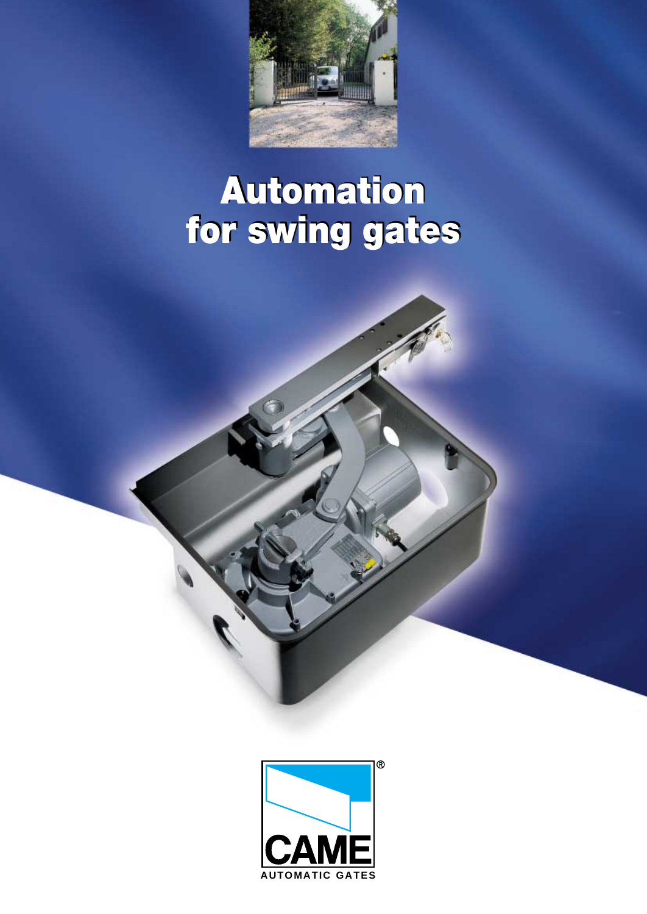# Automation for swing gates

CAME®

AUTOMATIC GATES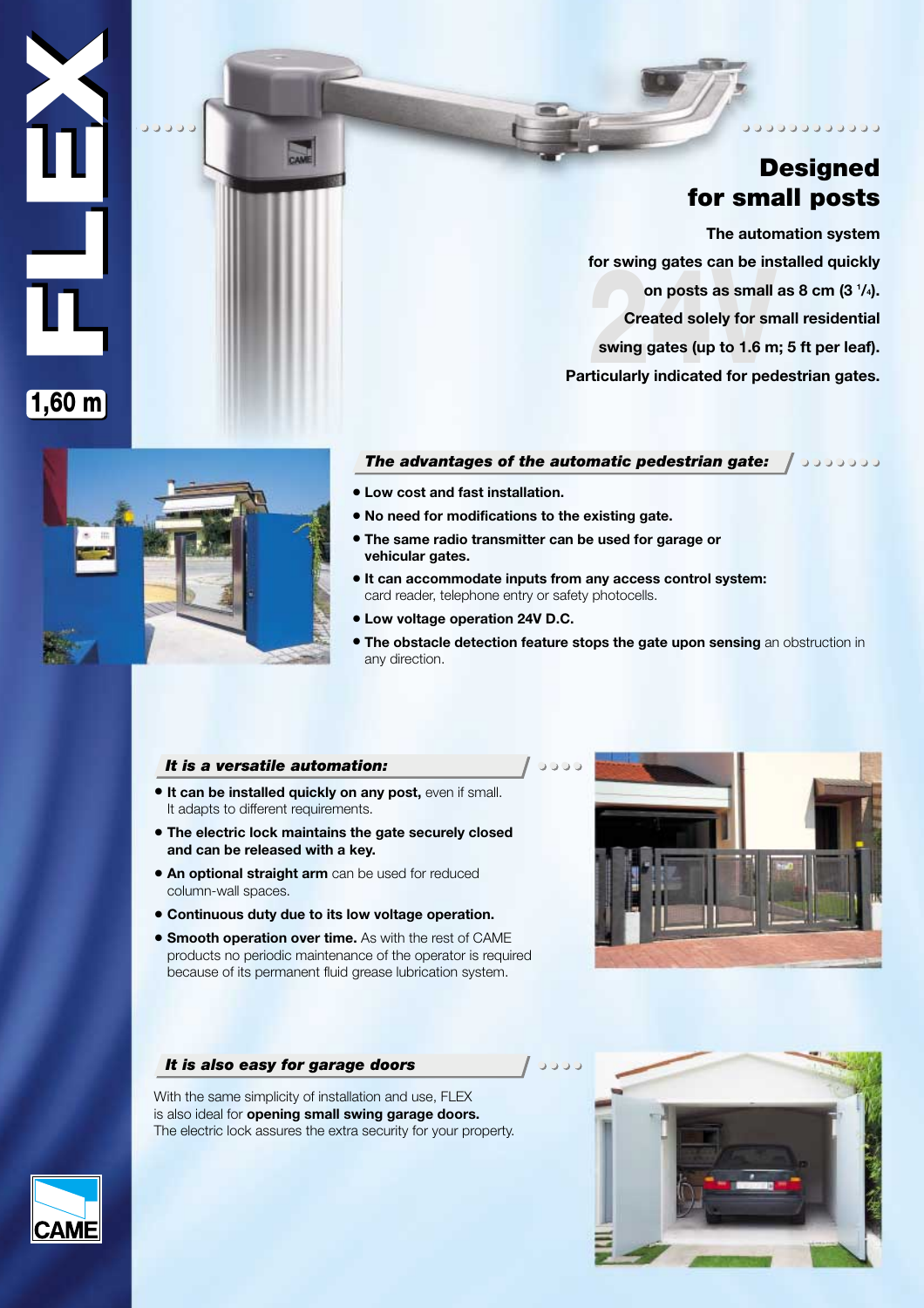# FLEX

**1,60 m**

## Designed for small posts

**The automation system for swing gates can be installed quickly on posts as small as 8 cm (3 ¼). Created solely for small residential swing gates (up to 1.6 m; 5 ft per leaf). Particularly indicated for pedestrian gates.**

### *The advantages of the automatic pedestrian gate:*

- **Low cost and fast installation.**
- **No need for modifications to the existing gate.**
- **The same radio transmitter can be used for garage or vehicular gates.**
- **It can accommodate inputs from any access control system:** card reader, telephone entry or safety photocells.
- **Low voltage operation 24V D.C.**
- **The obstacle detection feature stops the gate upon sensing** an obstruction in any direction.

### *It is a versatile automation:*

- **It can be installed quickly on any post,** even if small. It adapts to different requirements.
- **The electric lock maintains the gate securely closed and can be released with a key.**
- **An optional straight arm** can be used for reduced column-wall spaces.
- **Continuous duty due to its low voltage operation.**
- **Smooth operation over time.** As with the rest of CAME products no periodic maintenance of the operator is required because of its permanent fluid grease lubrication system.

### *It is also easy for garage doors*

With the same simplicity of installation and use, FLEX is also ideal for **opening small swing garage doors.** The electric lock assures the extra security for your property.

CAME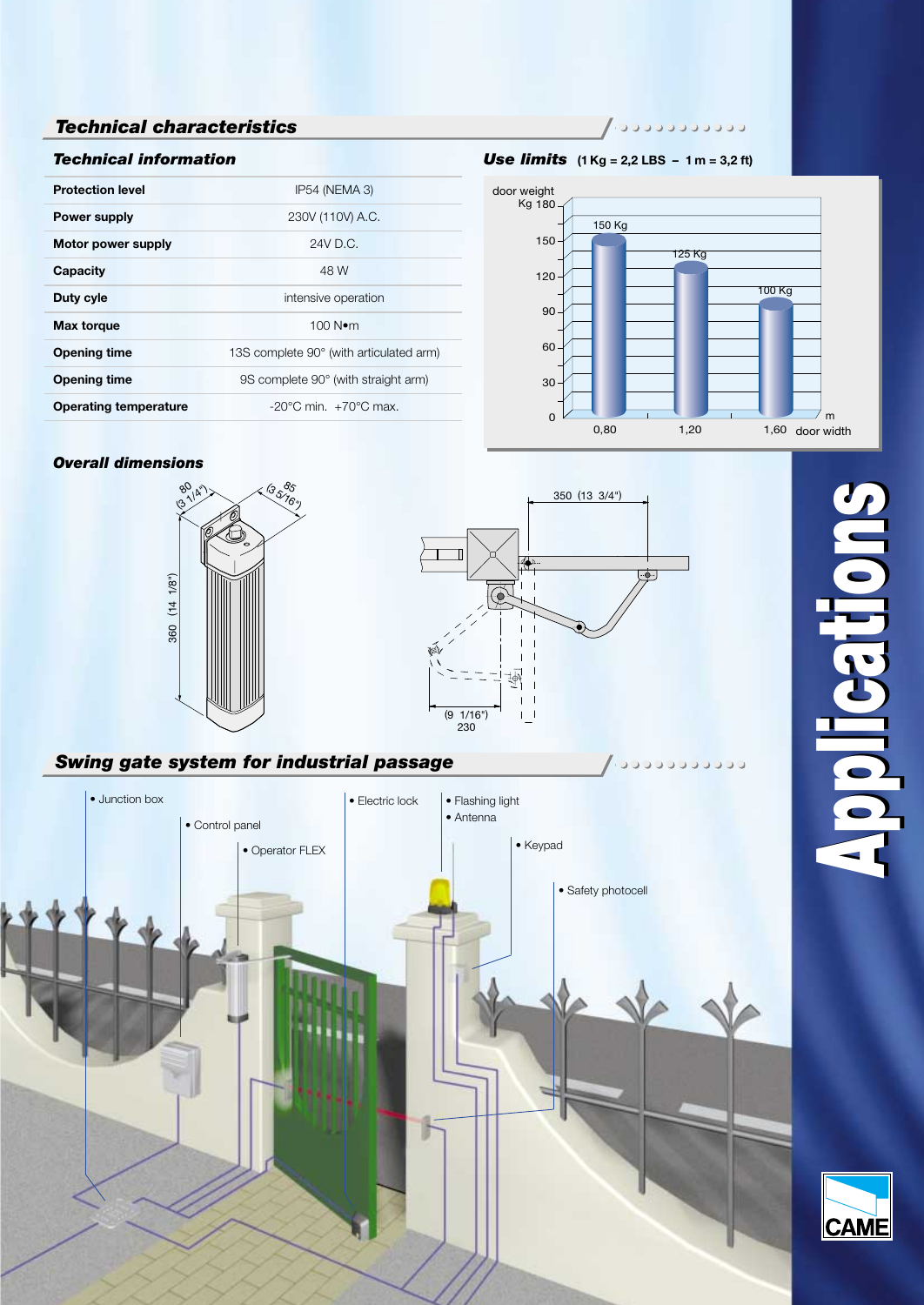## Technical characteristics

### Technical information

| | |
|---|---|
| **Protection level** | IP54 (NEMA 3) |
| **Power supply** | 230V (110V) A.C. |
| **Motor power supply** | 24V D.C. |
| **Capacity** | 48 W |
| **Duty cyle** | intensive operation |
| **Max torque** | 100 N•m |
| **Opening time** | 13S complete 90° (with articulated arm) |
| **Opening time** | 9S complete 90° (with straight arm) |
| **Operating temperature** | -20°C min. +70°C max. |

### Use limits (1 Kg = 2,2 LBS – 1 m = 3,2 ft)

| door width (m) | door weight (Kg) |
|---|---|
| 0,80 | 150 Kg |
| 1,20 | 125 Kg |
| 1,60 | 100 Kg |

### Overall dimensions

80 (3 1/4")

85 (3 5/16")

360 (14 1/8")

350 (13 3/4")

(9 1/16") 230

## Swing gate system for industrial passage

- Junction box
- Control panel
- Operator FLEX
- Electric lock
- Flashing light
- Antenna
- Keypad
- Safety photocell

Applications

CAME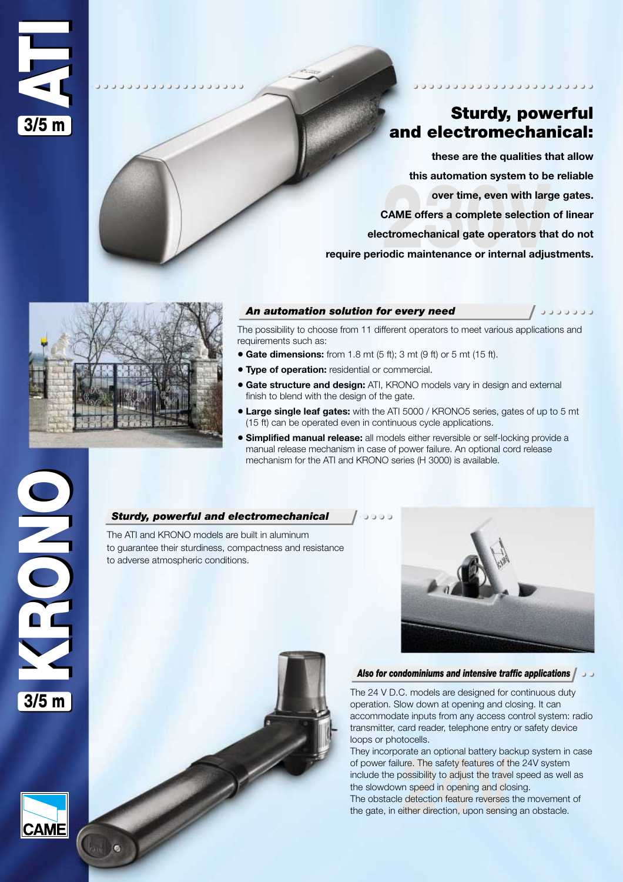## Sturdy, powerful and electromechanical:

**these are the qualities that allow this automation system to be reliable over time, even with large gates. CAME offers a complete selection of linear electromechanical gate operators that do not require periodic maintenance or internal adjustments.**

### *An automation solution for every need*

The possibility to choose from 11 different operators to meet various applications and requirements such as:

- **Gate dimensions:** from 1.8 mt (5 ft); 3 mt (9 ft) or 5 mt (15 ft).
- **Type of operation:** residential or commercial.
- **Gate structure and design:** ATI, KRONO models vary in design and external finish to blend with the design of the gate.
- **Large single leaf gates:** with the ATI 5000 / KRONO5 series, gates of up to 5 mt (15 ft) can be operated even in continuous cycle applications.
- **Simplified manual release:** all models either reversible or self-locking provide a manual release mechanism in case of power failure. An optional cord release mechanism for the ATI and KRONO series (H 3000) is available.

### *Sturdy, powerful and electromechanical*

The ATI and KRONO models are built in aluminum to guarantee their sturdiness, compactness and resistance to adverse atmospheric conditions.

### *Also for condominiums and intensive traffic applications*

The 24 V D.C. models are designed for continuous duty operation. Slow down at opening and closing. It can accommodate inputs from any access control system: radio transmitter, card reader, telephone entry or safety device loops or photocells.

They incorporate an optional battery backup system in case of power failure. The safety features of the 24V system include the possibility to adjust the travel speed as well as the slowdown speed in opening and closing.

The obstacle detection feature reverses the movement of the gate, in either direction, upon sensing an obstacle.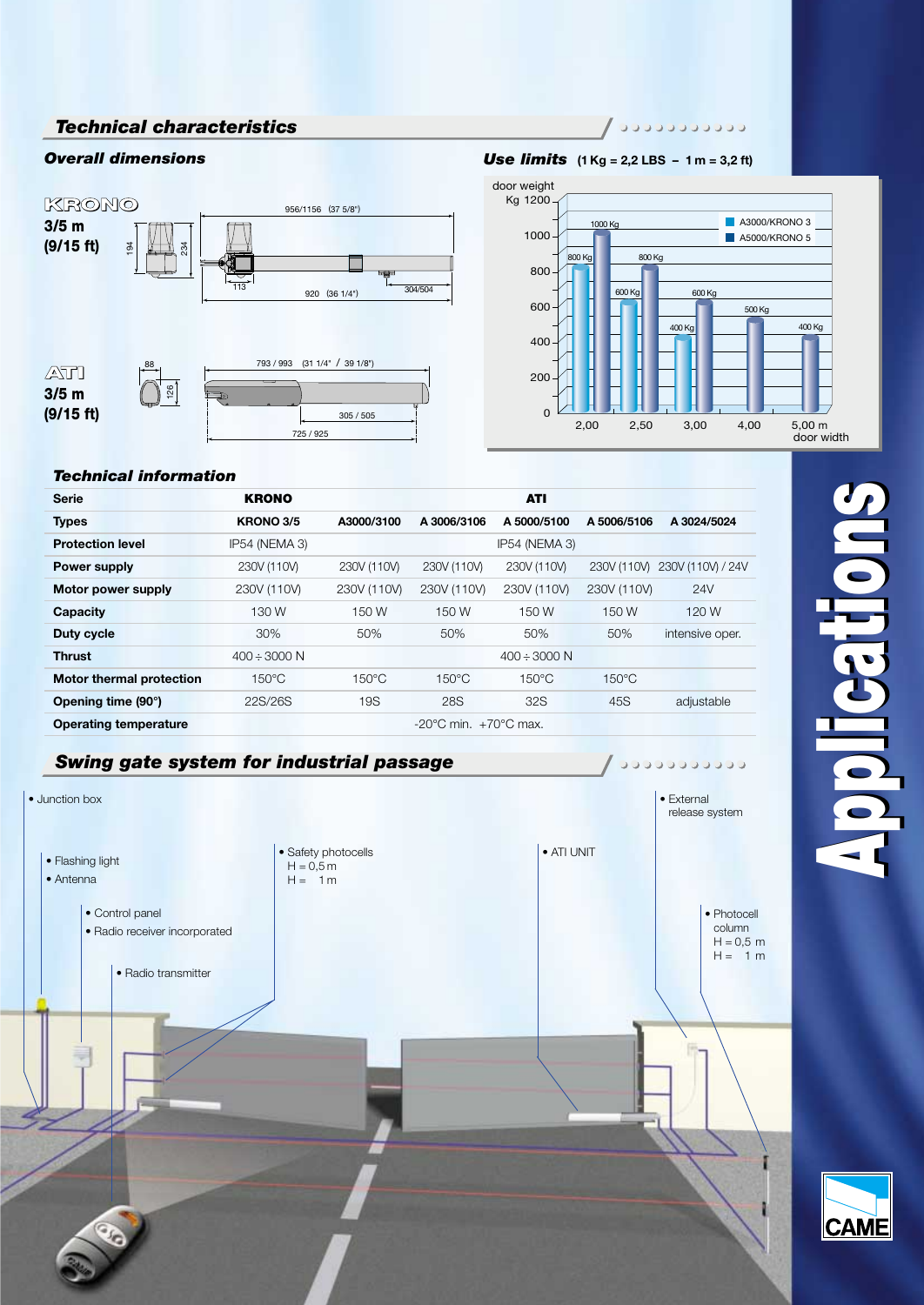## Technical characteristics

### Overall dimensions

**KRONO**

**3/5 m (9/15 ft)**

194 · 234 · 956/1156 (37 5/8") · 113 · 920 (36 1/4") · 304/504

**ATI**

**3/5 m (9/15 ft)**

88 · 126 · 793 / 993 (31 1/4" / 39 1/8") · 305 / 505 · 725 / 925

### Use limits (1 Kg = 2,2 LBS – 1 m = 3,2 ft)

| door width | A3000/KRONO 3 | A5000/KRONO 5 |
|---|---|---|
| 2,00 | 800 Kg | 1000 Kg |
| 2,50 | 600 Kg | 800 Kg |
| 3,00 | 400 Kg | 600 Kg |
| 4,00 | | 500 Kg |
| 5,00 m | | 400 Kg |

### Technical information

| Serie | KRONO | ATI | | | | |
|---|---|---|---|---|---|---|
| **Types** | **KRONO 3/5** | **A3000/3100** | **A 3006/3106** | **A 5000/5100** | **A 5006/5106** | **A 3024/5024** |
| **Protection level** | IP54 (NEMA 3) | IP54 (NEMA 3) | | | | |
| **Power supply** | 230V (110V) | 230V (110V) | 230V (110V) | 230V (110V) | 230V (110V) | 230V (110V) / 24V |
| **Motor power supply** | 230V (110V) | 230V (110V) | 230V (110V) | 230V (110V) | 230V (110V) | 24V |
| **Capacity** | 130 W | 150 W | 150 W | 150 W | 150 W | 120 W |
| **Duty cycle** | 30% | 50% | 50% | 50% | 50% | intensive oper. |
| **Thrust** | 400 ÷ 3000 N | 400 ÷ 3000 N | | | | |
| **Motor thermal protection** | 150°C | 150°C | 150°C | 150°C | 150°C | |
| **Opening time (90°)** | 22S/26S | 19S | 28S | 32S | 45S | adjustable |
| **Operating temperature** | -20°C min. +70°C max. | | | | | |

## Swing gate system for industrial passage

- Junction box
- Flashing light
- Antenna
- Control panel
- Radio receiver incorporated
- Radio transmitter
- Safety photocells H = 0,5 m H = 1 m
- ATI UNIT
- External release system
- Photocell column H = 0,5 m H = 1 m

# Applications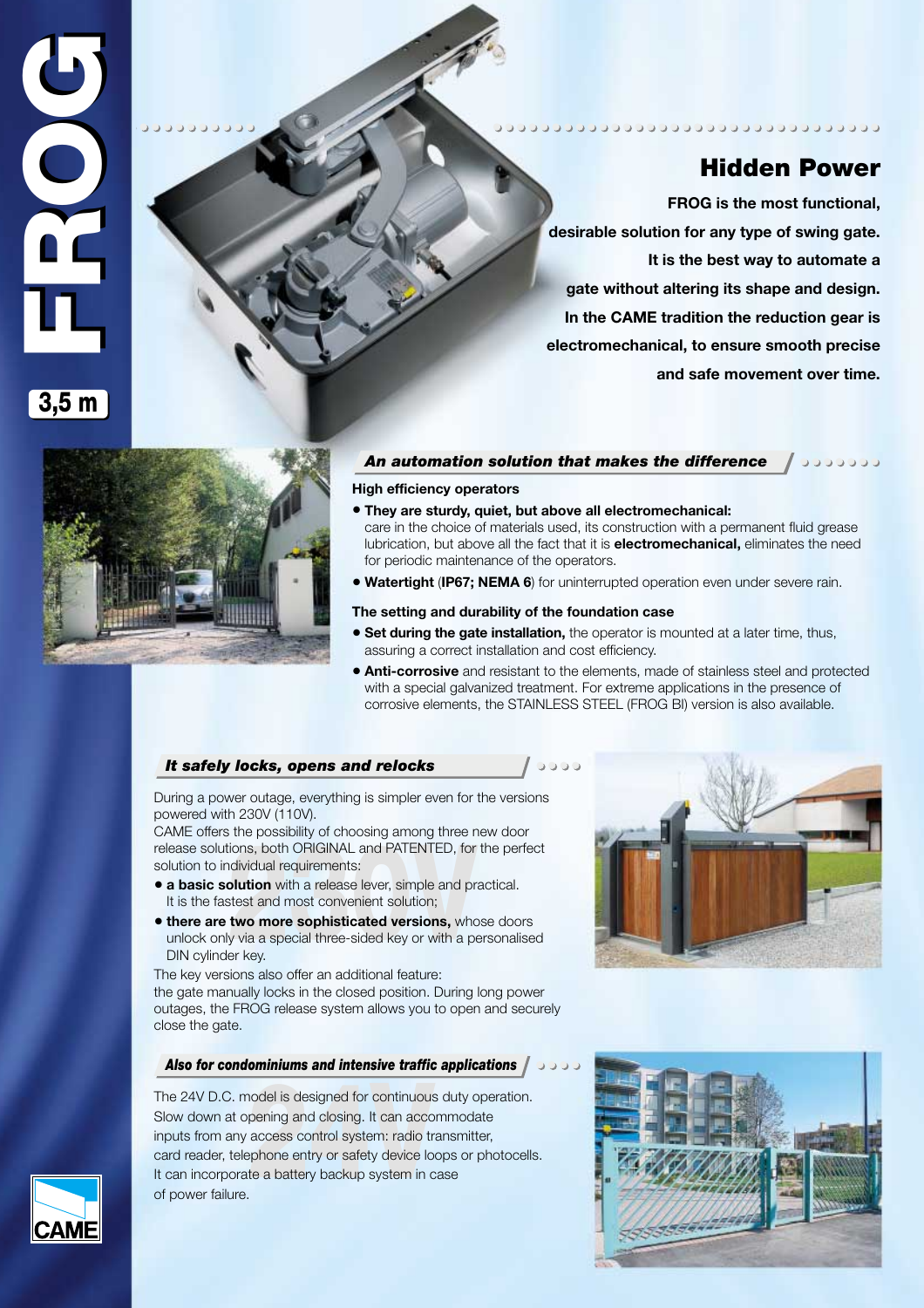# FROG

**3,5 m**

## Hidden Power

**FROG is the most functional, desirable solution for any type of swing gate. It is the best way to automate a gate without altering its shape and design. In the CAME tradition the reduction gear is electromechanical, to ensure smooth precise and safe movement over time.**

### *An automation solution that makes the difference*

**High efficiency operators**

- **They are sturdy, quiet, but above all electromechanical:** care in the choice of materials used, its construction with a permanent fluid grease lubrication, but above all the fact that it is **electromechanical,** eliminates the need for periodic maintenance of the operators.
- **Watertight** (**IP67; NEMA 6**) for uninterrupted operation even under severe rain.

**The setting and durability of the foundation case**

- **Set during the gate installation,** the operator is mounted at a later time, thus, assuring a correct installation and cost efficiency.
- **Anti-corrosive** and resistant to the elements, made of stainless steel and protected with a special galvanized treatment. For extreme applications in the presence of corrosive elements, the STAINLESS STEEL (FROG BI) version is also available.

### *It safely locks, opens and relocks*

During a power outage, everything is simpler even for the versions powered with 230V (110V).
CAME offers the possibility of choosing among three new door release solutions, both ORIGINAL and PATENTED, for the perfect solution to individual requirements:

- **a basic solution** with a release lever, simple and practical. It is the fastest and most convenient solution;
- **there are two more sophisticated versions,** whose doors unlock only via a special three-sided key or with a personalised DIN cylinder key.

The key versions also offer an additional feature:
the gate manually locks in the closed position. During long power outages, the FROG release system allows you to open and securely close the gate.

### *Also for condominiums and intensive traffic applications*

The 24V D.C. model is designed for continuous duty operation. Slow down at opening and closing. It can accommodate inputs from any access control system: radio transmitter, card reader, telephone entry or safety device loops or photocells. It can incorporate a battery backup system in case of power failure.

CAME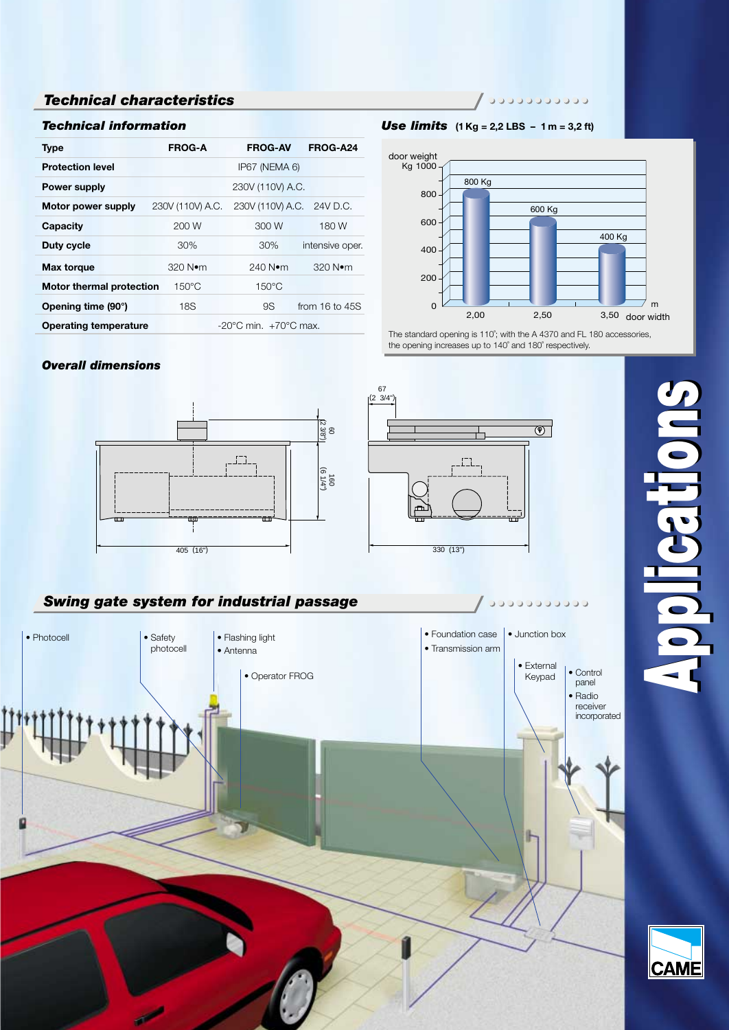## Technical characteristics

### Technical information

| Type | FROG-A | FROG-AV | FROG-A24 |
|---|---|---|---|
| Protection level | IP67 (NEMA 6) | | |
| Power supply | 230V (110V) A.C. | | |
| Motor power supply | 230V (110V) A.C. | 230V (110V) A.C. | 24V D.C. |
| Capacity | 200 W | 300 W | 180 W |
| Duty cycle | 30% | 30% | intensive oper. |
| Max torque | 320 N•m | 240 N•m | 320 N•m |
| Motor thermal protection | 150°C | 150°C | |
| Opening time (90°) | 18S | 9S | from 16 to 45S |
| Operating temperature | -20°C min. +70°C max. | | |

### Use limits (1 Kg = 2,2 LBS – 1 m = 3,2 ft)

| door width (m) | door weight (Kg) |
|---|---|
| 2,00 | 800 Kg |
| 2,50 | 600 Kg |
| 3,50 | 400 Kg |

The standard opening is 110°; with the A 4370 and FL 180 accessories, the opening increases up to 140° and 180° respectively.

### Overall dimensions

405 (16") – 330 (13") – 160 (6 1/4") – 60 (2 3/8") – 67 (2 3/4")

## Swing gate system for industrial passage

- Photocell
- Safety photocell
- Flashing light
- Antenna
- Operator FROG
- Foundation case
- Transmission arm
- Junction box
- External Keypad
- Control panel
- Radio receiver incorporated

Applications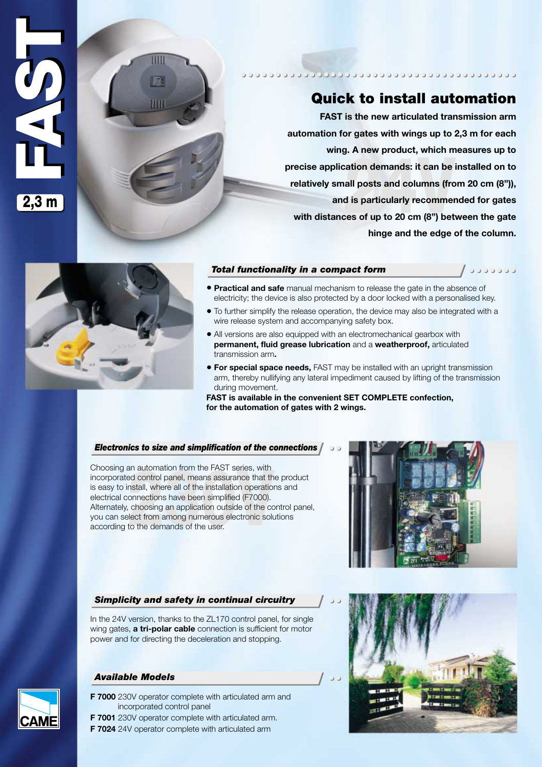# FAST

**2,3 m**

## Quick to install automation

**FAST is the new articulated transmission arm automation for gates with wings up to 2,3 m for each wing. A new product, which measures up to precise application demands: it can be installed on to relatively small posts and columns (from 20 cm (8")), and is particularly recommended for gates with distances of up to 20 cm (8") between the gate hinge and the edge of the column.**

### *Total functionality in a compact form*

- **Practical and safe** manual mechanism to release the gate in the absence of electricity; the device is also protected by a door locked with a personalised key.
- To further simplify the release operation, the device may also be integrated with a wire release system and accompanying safety box.
- All versions are also equipped with an electromechanical gearbox with **permanent, fluid grease lubrication** and a **weatherproof,** articulated transmission arm**.**
- **For special space needs,** FAST may be installed with an upright transmission arm, thereby nullifying any lateral impediment caused by lifting of the transmission during movement.

**FAST is available in the convenient SET COMPLETE confection, for the automation of gates with 2 wings.**

### *Electronics to size and simplification of the connections*

Choosing an automation from the FAST series, with incorporated control panel, means assurance that the product is easy to install, where all of the installation operations and electrical connections have been simplified (F7000). Alternately, choosing an application outside of the control panel, you can select from among numerous electronic solutions according to the demands of the user.

### *Simplicity and safety in continual circuitry*

In the 24V version, thanks to the ZL170 control panel, for single wing gates, **a tri-polar cable** connection is sufficient for motor power and for directing the deceleration and stopping.

### *Available Models*

**F 7000** 230V operator complete with articulated arm and incorporated control panel
**F 7001** 230V operator complete with articulated arm.
**F 7024** 24V operator complete with articulated arm

CAME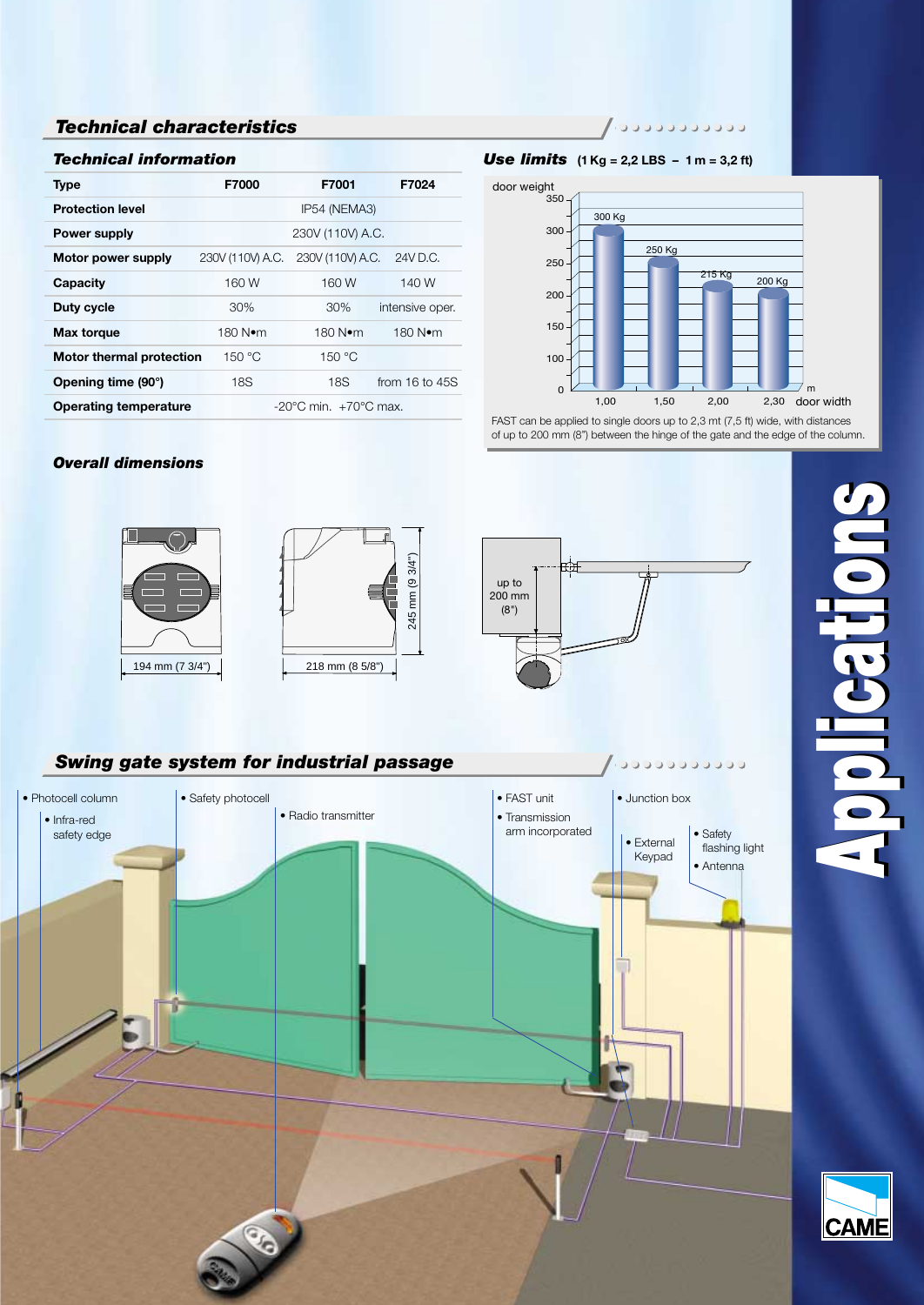## Technical characteristics

### Technical information

| Type | F7000 | F7001 | F7024 |
|---|---|---|---|
| Protection level | IP54 (NEMA3) | | |
| Power supply | 230V (110V) A.C. | | |
| Motor power supply | 230V (110V) A.C. | 230V (110V) A.C. | 24V D.C. |
| Capacity | 160 W | 160 W | 140 W |
| Duty cycle | 30% | 30% | intensive oper. |
| Max torque | 180 N•m | 180 N•m | 180 N•m |
| Motor thermal protection | 150 °C | 150 °C | |
| Opening time (90°) | 18S | 18S | from 16 to 45S |
| Operating temperature | -20°C min. +70°C max. | | |

### Use limits (1 Kg = 2,2 LBS – 1 m = 3,2 ft)

| door width (m) | door weight |
|---|---|
| 1,00 | 300 Kg |
| 1,50 | 250 Kg |
| 2,00 | 215 Kg |
| 2,30 | 200 Kg |

FAST can be applied to single doors up to 2,3 mt (7,5 ft) wide, with distances of up to 200 mm (8") between the hinge of the gate and the edge of the column.

### Overall dimensions

194 mm (7 3/4")

218 mm (8 5/8")

245 mm (9 3/4")

up to 200 mm (8")

## Swing gate system for industrial passage

- Photocell column
- Infra-red safety edge
- Safety photocell
- Radio transmitter
- FAST unit
- Transmission arm incorporated
- Junction box
- External Keypad
- Safety flashing light
- Antenna

**Applications**

CAME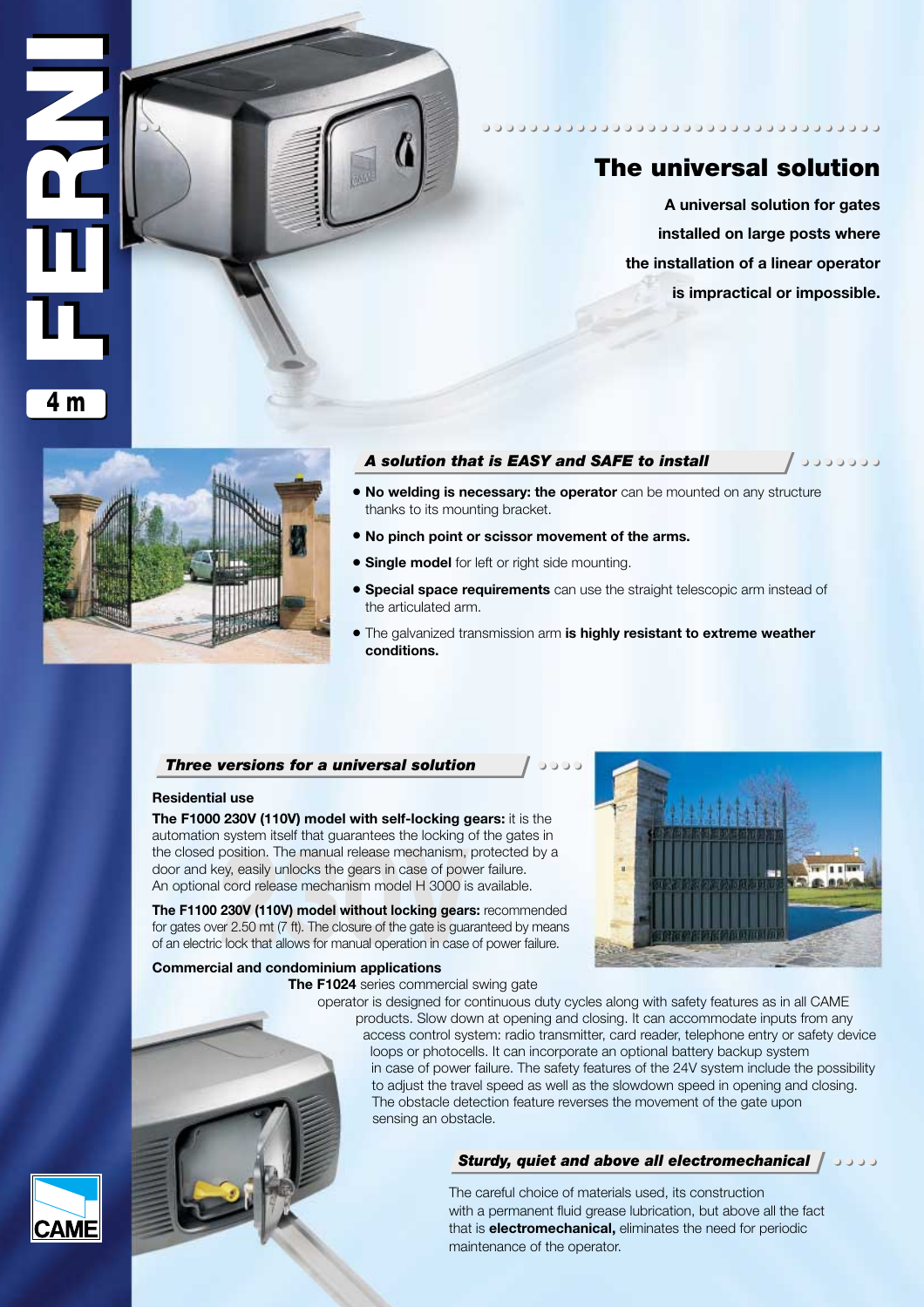# FERNI

4 m

## The universal solution

**A universal solution for gates installed on large posts where the installation of a linear operator is impractical or impossible.**

### *A solution that is EASY and SAFE to install*

- **No welding is necessary: the operator** can be mounted on any structure thanks to its mounting bracket.
- **No pinch point or scissor movement of the arms.**
- **Single model** for left or right side mounting.
- **Special space requirements** can use the straight telescopic arm instead of the articulated arm.
- The galvanized transmission arm **is highly resistant to extreme weather conditions.**

### *Three versions for a universal solution*

**Residential use**

**The F1000 230V (110V) model with self-locking gears:** it is the automation system itself that guarantees the locking of the gates in the closed position. The manual release mechanism, protected by a door and key, easily unlocks the gears in case of power failure. An optional cord release mechanism model H 3000 is available.

**The F1100 230V (110V) model without locking gears:** recommended for gates over 2.50 mt (7 ft). The closure of the gate is guaranteed by means of an electric lock that allows for manual operation in case of power failure.

**Commercial and condominium applications**

**The F1024** series commercial swing gate operator is designed for continuous duty cycles along with safety features as in all CAME products. Slow down at opening and closing. It can accommodate inputs from any access control system: radio transmitter, card reader, telephone entry or safety device loops or photocells. It can incorporate an optional battery backup system in case of power failure. The safety features of the 24V system include the possibility to adjust the travel speed as well as the slowdown speed in opening and closing. The obstacle detection feature reverses the movement of the gate upon sensing an obstacle.

### *Sturdy, quiet and above all electromechanical*

The careful choice of materials used, its construction with a permanent fluid grease lubrication, but above all the fact that is **electromechanical,** eliminates the need for periodic maintenance of the operator.

CAME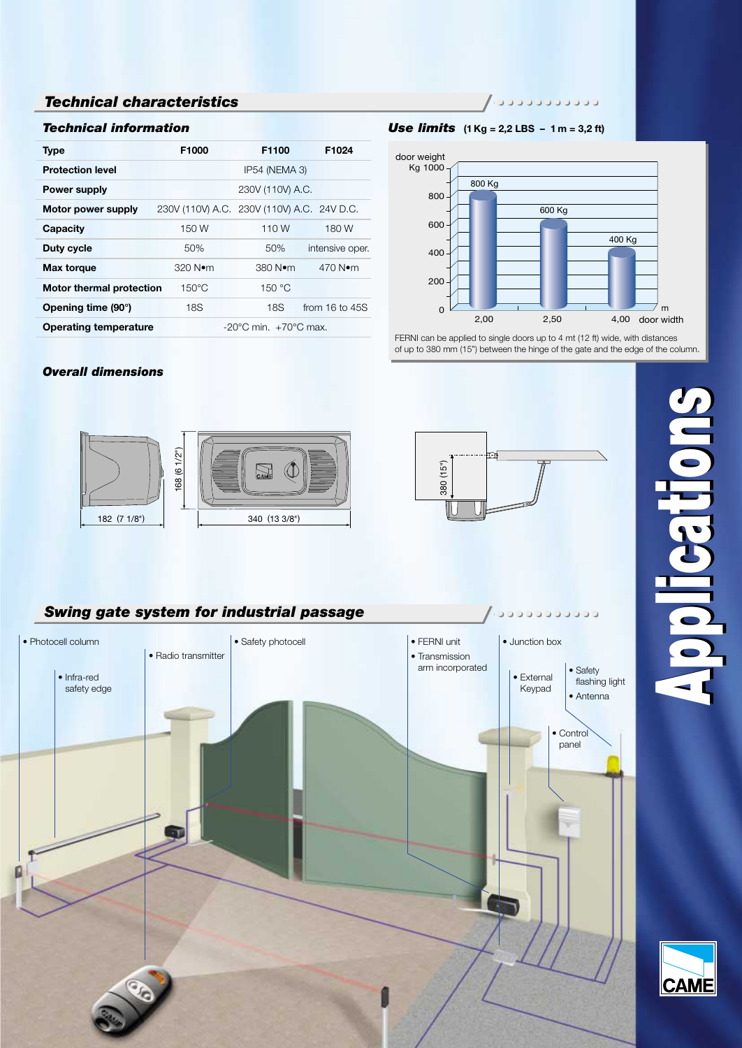## Technical characteristics

### Technical information

| Type | F1000 | F1100 | F1024 |
|---|---|---|---|
| Protection level | | IP54 (NEMA 3) | |
| Power supply | | 230V (110V) A.C. | |
| Motor power supply | 230V (110V) A.C. | 230V (110V) A.C. | 24V D.C. |
| Capacity | 150 W | 110 W | 180 W |
| Duty cycle | 50% | 50% | intensive oper. |
| Max torque | 320 N•m | 380 N•m | 470 N•m |
| Motor thermal protection | 150°C | 150 °C | |
| Opening time (90°) | 18S | 18S | from 16 to 45S |
| Operating temperature | | -20°C min. +70°C max. | |

### Use limits (1 Kg = 2,2 LBS – 1 m = 3,2 ft)

| door width (m) | door weight (Kg) |
|---|---|
| 2,00 | 800 Kg |
| 2,50 | 600 Kg |
| 4,00 | 400 Kg |

FERNI can be applied to single doors up to 4 mt (12 ft) wide, with distances of up to 380 mm (15") between the hinge of the gate and the edge of the column.

### Overall dimensions

182 (7 1/8") – 168 (6 1/2") – 340 (13 3/8") – 380 (15")

## Swing gate system for industrial passage

- Photocell column
- Infra-red safety edge
- Radio transmitter
- Safety photocell
- FERNI unit
- Transmission arm incorporated
- Junction box
- External Keypad
- Safety flashing light
- Antenna
- Control panel

# Applications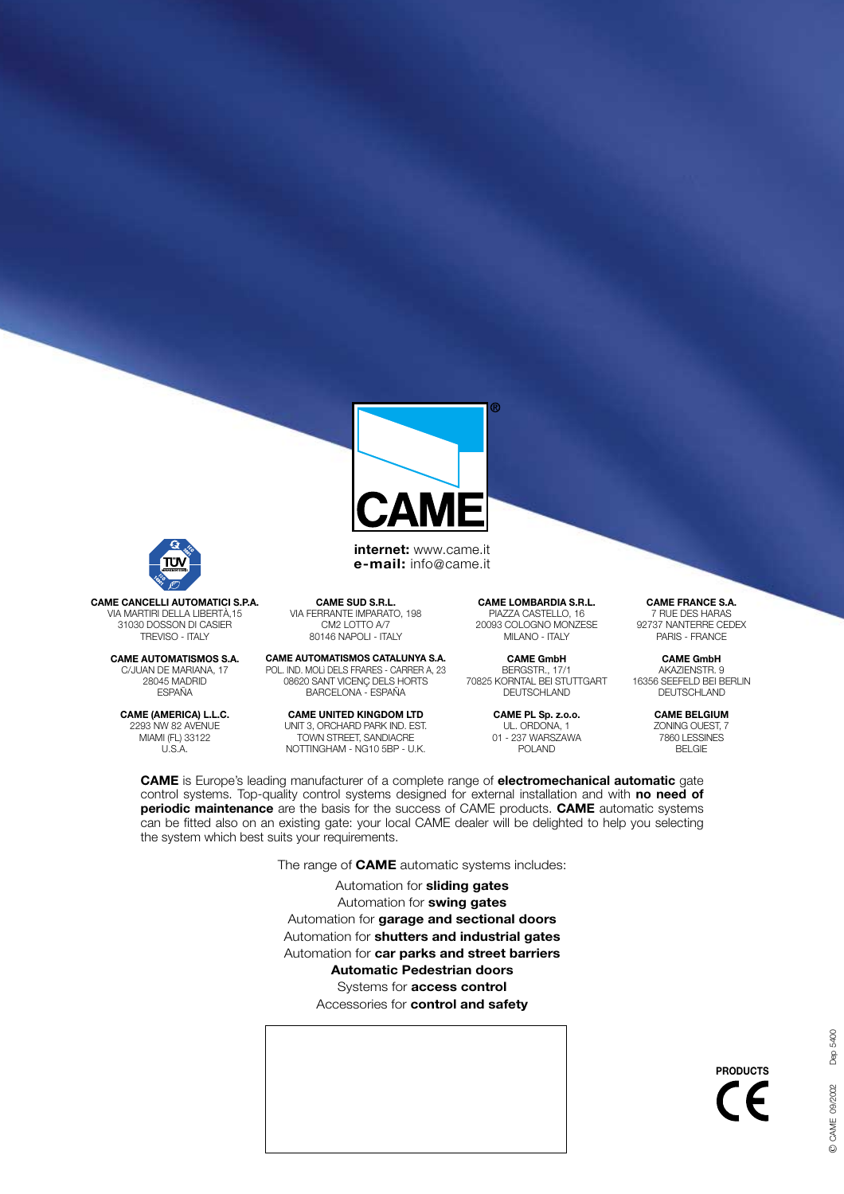CAME

**internet:** www.came.it
**e-mail:** info@came.it

**CAME CANCELLI AUTOMATICI S.P.A.**
VIA MARTIRI DELLA LIBERTÀ,15
31030 DOSSON DI CASIER
TREVISO - ITALY

**CAME SUD S.R.L.**
VIA FERRANTE IMPARATO, 198
CM2 LOTTO A/7
80146 NAPOLI - ITALY

**CAME LOMBARDIA S.R.L.**
PIAZZA CASTELLO, 16
20093 COLOGNO MONZESE
MILANO - ITALY

**CAME FRANCE S.A.**
7 RUE DES HARAS
92737 NANTERRE CEDEX
PARIS - FRANCE

**CAME AUTOMATISMOS S.A.**
C/JUAN DE MARIANA, 17
28045 MADRID
ESPAÑA

**CAME AUTOMATISMOS CATALUNYA S.A.**
POL. IND. MOLI DELS FRARES - CARRER A, 23
08620 SANT VICENÇ DELS HORTS
BARCELONA - ESPAÑA

**CAME GmbH**
BERGSTR., 17/1
70825 KORNTAL BEI STUTTGART
DEUTSCHLAND

**CAME GmbH**
AKAZIENSTR. 9
16356 SEEFELD BEI BERLIN
DEUTSCHLAND

**CAME (AMERICA) L.L.C.**
2293 NW 82 AVENUE
MIAMI (FL) 33122
U.S.A.

**CAME UNITED KINGDOM LTD**
UNIT 3, ORCHARD PARK IND. EST.
TOWN STREET, SANDIACRE
NOTTINGHAM - NG10 5BP - U.K.

**CAME PL Sp. z.o.o.**
UL. ORDONA, 1
01 - 237 WARSZAWA
POLAND

**CAME BELGIUM**
ZONING OUEST, 7
7860 LESSINES
BELGIE

**CAME** is Europe's leading manufacturer of a complete range of **electromechanical automatic** gate control systems. Top-quality control systems designed for external installation and with **no need of periodic maintenance** are the basis for the success of CAME products. **CAME** automatic systems can be fitted also on an existing gate: your local CAME dealer will be delighted to help you selecting the system which best suits your requirements.

The range of **CAME** automatic systems includes:

Automation for **sliding gates**
Automation for **swing gates**
Automation for **garage and sectional doors**
Automation for **shutters and industrial gates**
Automation for **car parks and street barriers**
**Automatic Pedestrian doors**
Systems for **access control**
Accessories for **control and safety**

**PRODUCTS**
CE

© CAME 09/2002 Dep 5400